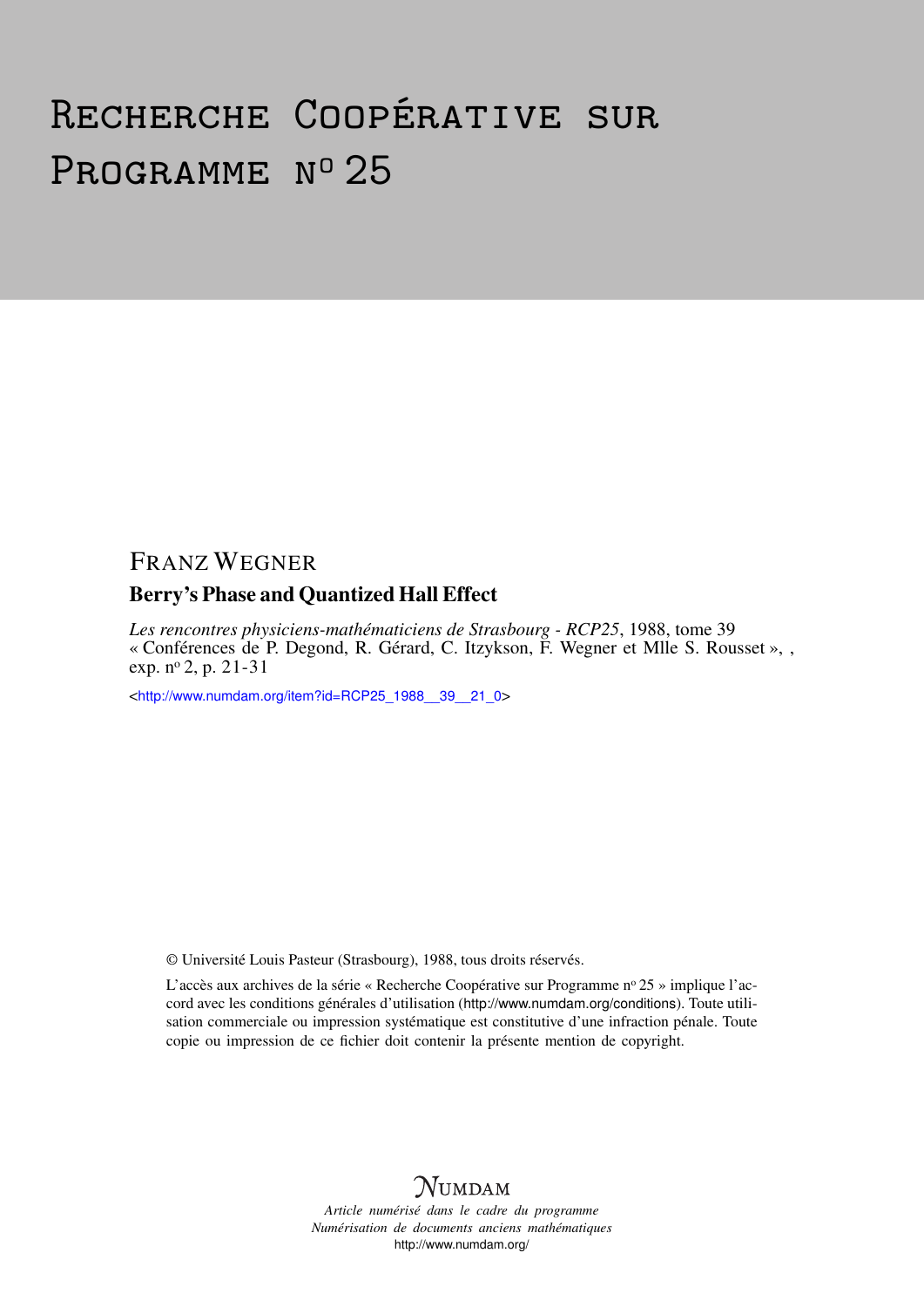# Recherche Coopérative sur Programme n° 25

## FRANZ WEGNER

### Berry's Phase and Quantized Hall Effect

*Les rencontres physiciens-mathématiciens de Strasbourg - RCP25*, 1988, tome 39
« Conférences de P. Degond, R. Gérard, C. Itzykson, F. Wegner et Mlle S. Rousset », ,
exp. n° 2, p. 21-31

<http://www.numdam.org/item?id=RCP25_1988__39__21_0>

© Université Louis Pasteur (Strasbourg), 1988, tous droits réservés.

L'accès aux archives de la série « Recherche Coopérative sur Programme n° 25 » implique l'accord avec les conditions générales d'utilisation (http://www.numdam.org/conditions). Toute utilisation commerciale ou impression systématique est constitutive d'une infraction pénale. Toute copie ou impression de ce fichier doit contenir la présente mention de copyright.

NUMDAM

*Article numérisé dans le cadre du programme*
*Numérisation de documents anciens mathématiques*
http://www.numdam.org/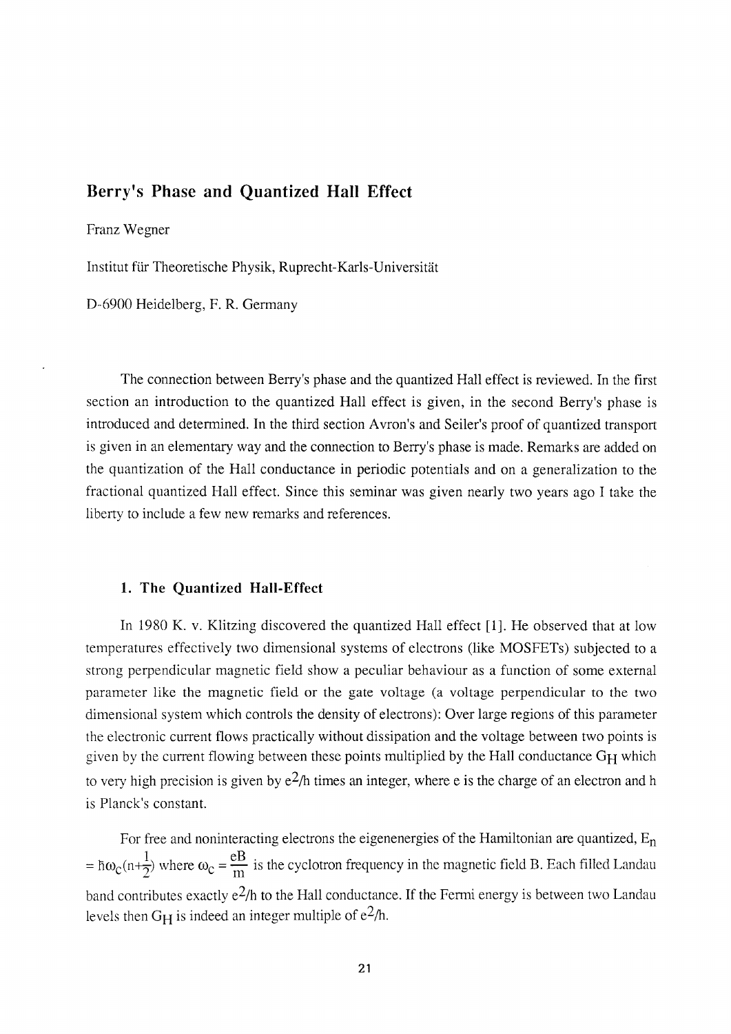## Berry's Phase and Quantized Hall Effect

Franz Wegner

Institut für Theoretische Physik, Ruprecht-Karls-Universität

D-6900 Heidelberg, F. R. Germany

The connection between Berry's phase and the quantized Hall effect is reviewed. In the first section an introduction to the quantized Hall effect is given, in the second Berry's phase is introduced and determined. In the third section Avron's and Seiler's proof of quantized transport is given in an elementary way and the connection to Berry's phase is made. Remarks are added on the quantization of the Hall conductance in periodic potentials and on a generalization to the fractional quantized Hall effect. Since this seminar was given nearly two years ago I take the liberty to include a few new remarks and references.

### 1. The Quantized Hall-Effect

In 1980 K. v. Klitzing discovered the quantized Hall effect [1]. He observed that at low temperatures effectively two dimensional systems of electrons (like MOSFETs) subjected to a strong perpendicular magnetic field show a peculiar behaviour as a function of some external parameter like the magnetic field or the gate voltage (a voltage perpendicular to the two dimensional system which controls the density of electrons): Over large regions of this parameter the electronic current flows practically without dissipation and the voltage between two points is given by the current flowing between these points multiplied by the Hall conductance $G_H$ which to very high precision is given by $e^2/h$ times an integer, where e is the charge of an electron and h is Planck's constant.

For free and noninteracting electrons the eigenenergies of the Hamiltonian are quantized, $E_n = \hbar\omega_c(n+\frac{1}{2})$ where $\omega_c = \frac{eB}{m}$ is the cyclotron frequency in the magnetic field B. Each filled Landau band contributes exactly $e^2/h$ to the Hall conductance. If the Fermi energy is between two Landau levels then $G_H$ is indeed an integer multiple of $e^2/h$.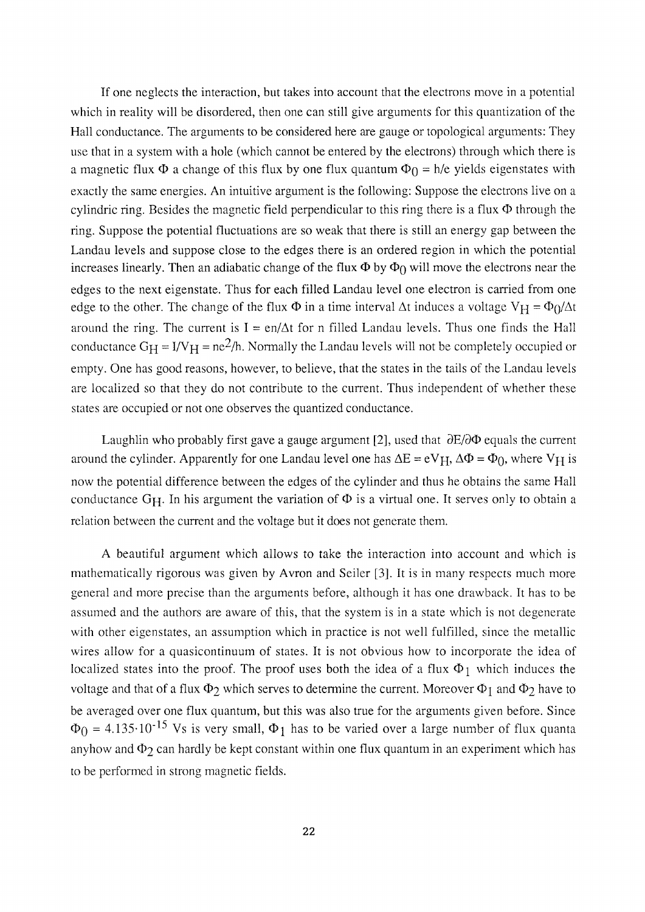If one neglects the interaction, but takes into account that the electrons move in a potential which in reality will be disordered, then one can still give arguments for this quantization of the Hall conductance. The arguments to be considered here are gauge or topological arguments: They use that in a system with a hole (which cannot be entered by the electrons) through which there is a magnetic flux $\Phi$ a change of this flux by one flux quantum $\Phi_0 = h/e$ yields eigenstates with exactly the same energies. An intuitive argument is the following: Suppose the electrons live on a cylindric ring. Besides the magnetic field perpendicular to this ring there is a flux $\Phi$ through the ring. Suppose the potential fluctuations are so weak that there is still an energy gap between the Landau levels and suppose close to the edges there is an ordered region in which the potential increases linearly. Then an adiabatic change of the flux $\Phi$ by $\Phi_0$ will move the electrons near the edges to the next eigenstate. Thus for each filled Landau level one electron is carried from one edge to the other. The change of the flux $\Phi$ in a time interval $\Delta t$ induces a voltage $V_H = \Phi_0/\Delta t$ around the ring. The current is $I = en/\Delta t$ for n filled Landau levels. Thus one finds the Hall conductance $G_H = I/V_H = ne^2/h$. Normally the Landau levels will not be completely occupied or empty. One has good reasons, however, to believe, that the states in the tails of the Landau levels are localized so that they do not contribute to the current. Thus independent of whether these states are occupied or not one observes the quantized conductance.

Laughlin who probably first gave a gauge argument [2], used that $\partial E/\partial\Phi$ equals the current around the cylinder. Apparently for one Landau level one has $\Delta E = eV_H$, $\Delta\Phi = \Phi_0$, where $V_H$ is now the potential difference between the edges of the cylinder and thus he obtains the same Hall conductance $G_H$. In his argument the variation of $\Phi$ is a virtual one. It serves only to obtain a relation between the current and the voltage but it does not generate them.

A beautiful argument which allows to take the interaction into account and which is mathematically rigorous was given by Avron and Seiler [3]. It is in many respects much more general and more precise than the arguments before, although it has one drawback. It has to be assumed and the authors are aware of this, that the system is in a state which is not degenerate with other eigenstates, an assumption which in practice is not well fulfilled, since the metallic wires allow for a quasicontinuum of states. It is not obvious how to incorporate the idea of localized states into the proof. The proof uses both the idea of a flux $\Phi_1$ which induces the voltage and that of a flux $\Phi_2$ which serves to determine the current. Moreover $\Phi_1$ and $\Phi_2$ have to be averaged over one flux quantum, but this was also true for the arguments given before. Since $\Phi_0 = 4.135 \cdot 10^{-15}$ Vs is very small, $\Phi_1$ has to be varied over a large number of flux quanta anyhow and $\Phi_2$ can hardly be kept constant within one flux quantum in an experiment which has to be performed in strong magnetic fields.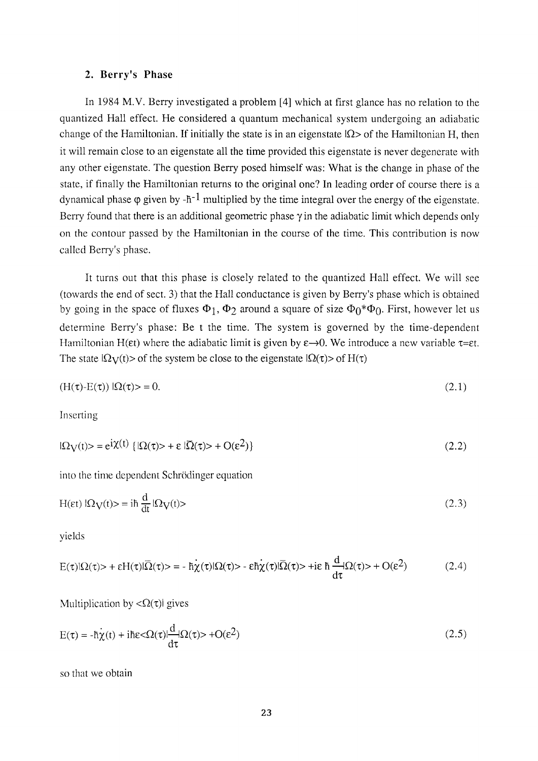## 2. Berry's Phase

In 1984 M.V. Berry investigated a problem [4] which at first glance has no relation to the quantized Hall effect. He considered a quantum mechanical system undergoing an adiabatic change of the Hamiltonian. If initially the state is in an eigenstate $|\Omega\rangle$ of the Hamiltonian H, then it will remain close to an eigenstate all the time provided this eigenstate is never degenerate with any other eigenstate. The question Berry posed himself was: What is the change in phase of the state, if finally the Hamiltonian returns to the original one? In leading order of course there is a dynamical phase $\varphi$ given by $-\hbar^{-1}$ multiplied by the time integral over the energy of the eigenstate. Berry found that there is an additional geometric phase $\gamma$ in the adiabatic limit which depends only on the contour passed by the Hamiltonian in the course of the time. This contribution is now called Berry's phase.

It turns out that this phase is closely related to the quantized Hall effect. We will see (towards the end of sect. 3) that the Hall conductance is given by Berry's phase which is obtained by going in the space of fluxes $\Phi_1$, $\Phi_2$ around a square of size $\Phi_0 * \Phi_0$. First, however let us determine Berry's phase: Be t the time. The system is governed by the time-dependent Hamiltonian $H(\varepsilon t)$ where the adiabatic limit is given by $\varepsilon \to 0$. We introduce a new variable $\tau = \varepsilon t$. The state $|\Omega_V(t)\rangle$ of the system be close to the eigenstate $|\Omega(\tau)\rangle$ of $H(\tau)$

$$(H(\tau) - E(\tau))\, |\Omega(\tau)\rangle = 0. \tag{2.1}$$

Inserting

$$|\Omega_V(t)\rangle = e^{i\chi(t)} \{ |\Omega(\tau)\rangle + \varepsilon\, |\bar{\Omega}(\tau)\rangle + O(\varepsilon^2) \} \tag{2.2}$$

into the time dependent Schrödinger equation

$$H(\varepsilon t)\, |\Omega_V(t)\rangle = i\hbar \frac{d}{dt} |\Omega_V(t)\rangle \tag{2.3}$$

yields

$$E(\tau)|\Omega(\tau)\rangle + \varepsilon H(\tau)|\bar{\Omega}(\tau)\rangle = -\hbar\dot{\chi}(\tau)|\Omega(\tau)\rangle - \varepsilon\hbar\dot{\chi}(\tau)|\bar{\Omega}(\tau)\rangle + i\varepsilon\,\hbar \frac{d}{d\tau}|\Omega(\tau)\rangle + O(\varepsilon^2) \tag{2.4}$$

Multiplication by $\langle\Omega(\tau)|$ gives

$$E(\tau) = -\hbar\dot{\chi}(t) + i\hbar\varepsilon\langle\Omega(\tau)|\frac{d}{d\tau}|\Omega(\tau)\rangle + O(\varepsilon^2) \tag{2.5}$$

so that we obtain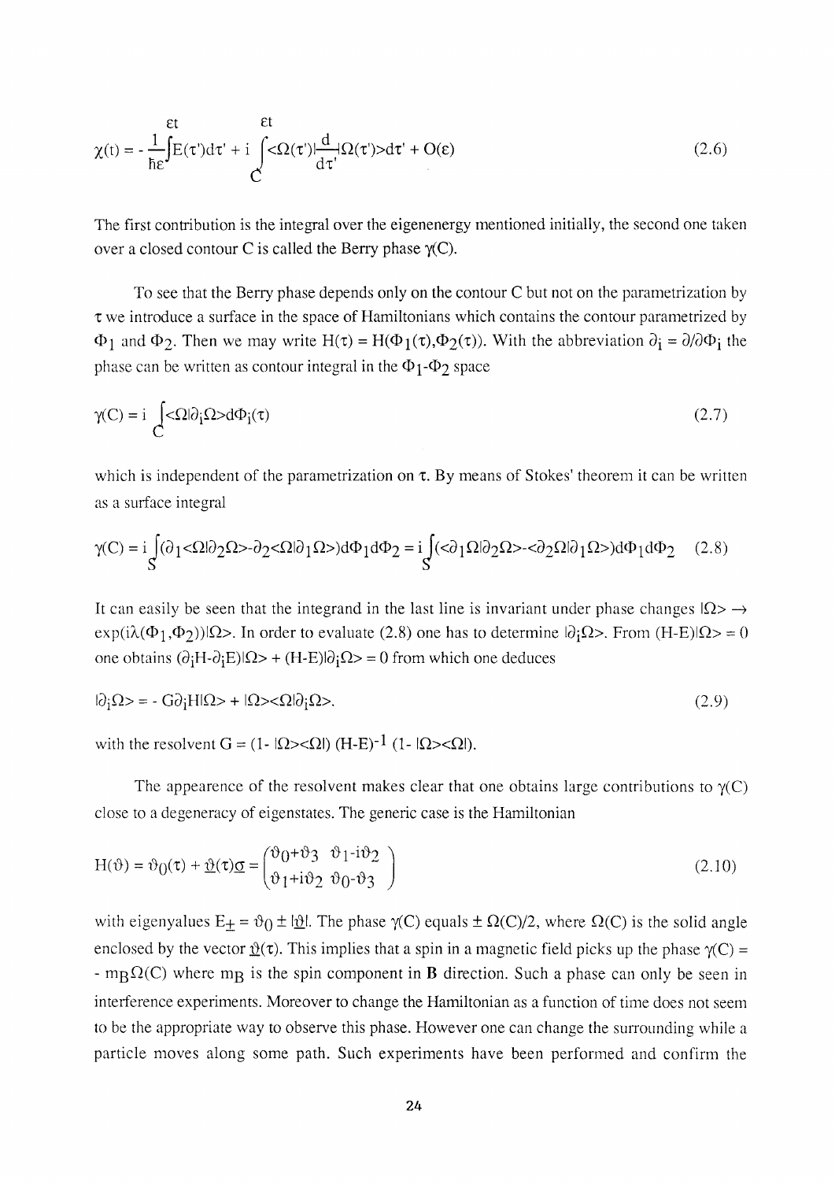$$\chi(t) = -\frac{1}{\hbar\varepsilon}\int^{\varepsilon t} E(\tau')d\tau' + i\int_C^{\varepsilon t} \langle\Omega(\tau')|\frac{d}{d\tau'}|\Omega(\tau')\rangle d\tau' + O(\varepsilon) \tag{2.6}$$

The first contribution is the integral over the eigenenergy mentioned initially, the second one taken over a closed contour C is called the Berry phase $\gamma(C)$.

To see that the Berry phase depends only on the contour C but not on the parametrization by $\tau$ we introduce a surface in the space of Hamiltonians which contains the contour parametrized by $\Phi_1$ and $\Phi_2$. Then we may write $H(\tau) = H(\Phi_1(\tau),\Phi_2(\tau))$. With the abbreviation $\partial_i = \partial/\partial\Phi_i$ the phase can be written as contour integral in the $\Phi_1$-$\Phi_2$ space

$$\gamma(C) = i\int_C \langle\Omega|\partial_i\Omega\rangle d\Phi_i(\tau) \tag{2.7}$$

which is independent of the parametrization on $\tau$. By means of Stokes' theorem it can be written as a surface integral

$$\gamma(C) = i\int_S (\partial_1\langle\Omega|\partial_2\Omega\rangle - \partial_2\langle\Omega|\partial_1\Omega\rangle)d\Phi_1 d\Phi_2 = i\int_S (\langle\partial_1\Omega|\partial_2\Omega\rangle - \langle\partial_2\Omega|\partial_1\Omega\rangle)d\Phi_1 d\Phi_2 \tag{2.8}$$

It can easily be seen that the integrand in the last line is invariant under phase changes $|\Omega\rangle \rightarrow \exp(i\lambda(\Phi_1,\Phi_2))|\Omega\rangle$. In order to evaluate (2.8) one has to determine $|\partial_i\Omega\rangle$. From $(H-E)|\Omega\rangle = 0$ one obtains $(\partial_i H - \partial_i E)|\Omega\rangle + (H-E)|\partial_i\Omega\rangle = 0$ from which one deduces

$$|\partial_i\Omega\rangle = -G\partial_i H|\Omega\rangle + |\Omega\rangle\langle\Omega|\partial_i\Omega\rangle. \tag{2.9}$$

with the resolvent $G = (1 - |\Omega\rangle\langle\Omega|)\,(H-E)^{-1}\,(1 - |\Omega\rangle\langle\Omega|)$.

The appearence of the resolvent makes clear that one obtains large contributions to $\gamma(C)$ close to a degeneracy of eigenstates. The generic case is the Hamiltonian

$$H(\vartheta) = \vartheta_0(\tau) + \underline{\vartheta}(\tau)\underline{\sigma} = \begin{pmatrix} \vartheta_0+\vartheta_3 & \vartheta_1-i\vartheta_2 \\ \vartheta_1+i\vartheta_2 & \vartheta_0-\vartheta_3 \end{pmatrix} \tag{2.10}$$

with eigenyalues $E_\pm = \vartheta_0 \pm |\underline{\vartheta}|$. The phase $\gamma(C)$ equals $\pm\,\Omega(C)/2$, where $\Omega(C)$ is the solid angle enclosed by the vector $\underline{\vartheta}(\tau)$. This implies that a spin in a magnetic field picks up the phase $\gamma(C) = -m_B\Omega(C)$ where $m_B$ is the spin component in **B** direction. Such a phase can only be seen in interference experiments. Moreover to change the Hamiltonian as a function of time does not seem to be the appropriate way to observe this phase. However one can change the surrounding while a particle moves along some path. Such experiments have been performed and confirm the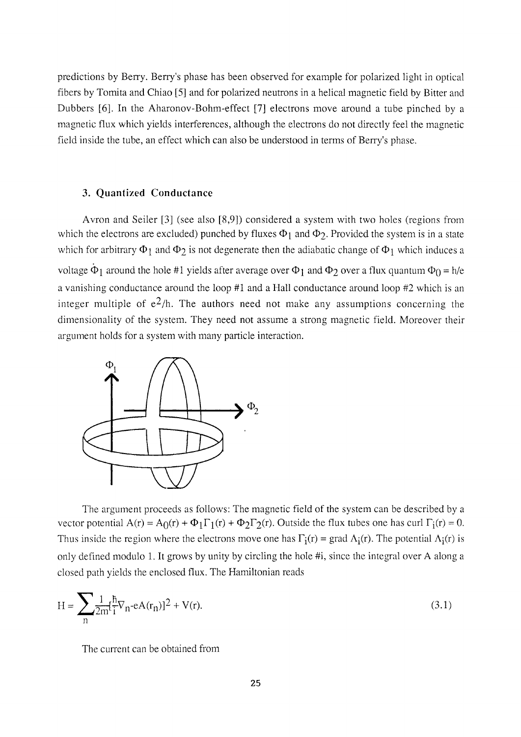predictions by Berry. Berry's phase has been observed for example for polarized light in optical fibers by Tomita and Chiao [5] and for polarized neutrons in a helical magnetic field by Bitter and Dubbers [6]. In the Aharonov-Bohm-effect [7] electrons move around a tube pinched by a magnetic flux which yields interferences, although the electrons do not directly feel the magnetic field inside the tube, an effect which can also be understood in terms of Berry's phase.

### 3. Quantized Conductance

Avron and Seiler [3] (see also [8,9]) considered a system with two holes (regions from which the electrons are excluded) punched by fluxes $\Phi_1$ and $\Phi_2$. Provided the system is in a state which for arbitrary $\Phi_1$ and $\Phi_2$ is not degenerate then the adiabatic change of $\Phi_1$ which induces a voltage $\dot{\Phi}_1$ around the hole #1 yields after average over $\Phi_1$ and $\Phi_2$ over a flux quantum $\Phi_0 = h/e$ a vanishing conductance around the loop #1 and a Hall conductance around loop #2 which is an integer multiple of $e^2/h$. The authors need not make any assumptions concerning the dimensionality of the system. They need not assume a strong magnetic field. Moreover their argument holds for a system with many particle interaction.

The argument proceeds as follows: The magnetic field of the system can be described by a vector potential $A(r) = A_0(r) + \Phi_1\Gamma_1(r) + \Phi_2\Gamma_2(r)$. Outside the flux tubes one has curl $\Gamma_i(r) = 0$. Thus inside the region where the electrons move one has $\Gamma_i(r) = \text{grad}\,\Lambda_i(r)$. The potential $\Lambda_i(r)$ is only defined modulo 1. It grows by unity by circling the hole #i, since the integral over A along a closed path yields the enclosed flux. The Hamiltonian reads

$$H = \sum_n \frac{1}{2m}\left[\frac{\hbar}{i}\nabla_n - eA(r_n)\right]^2 + V(r). \tag{3.1}$$

The current can be obtained from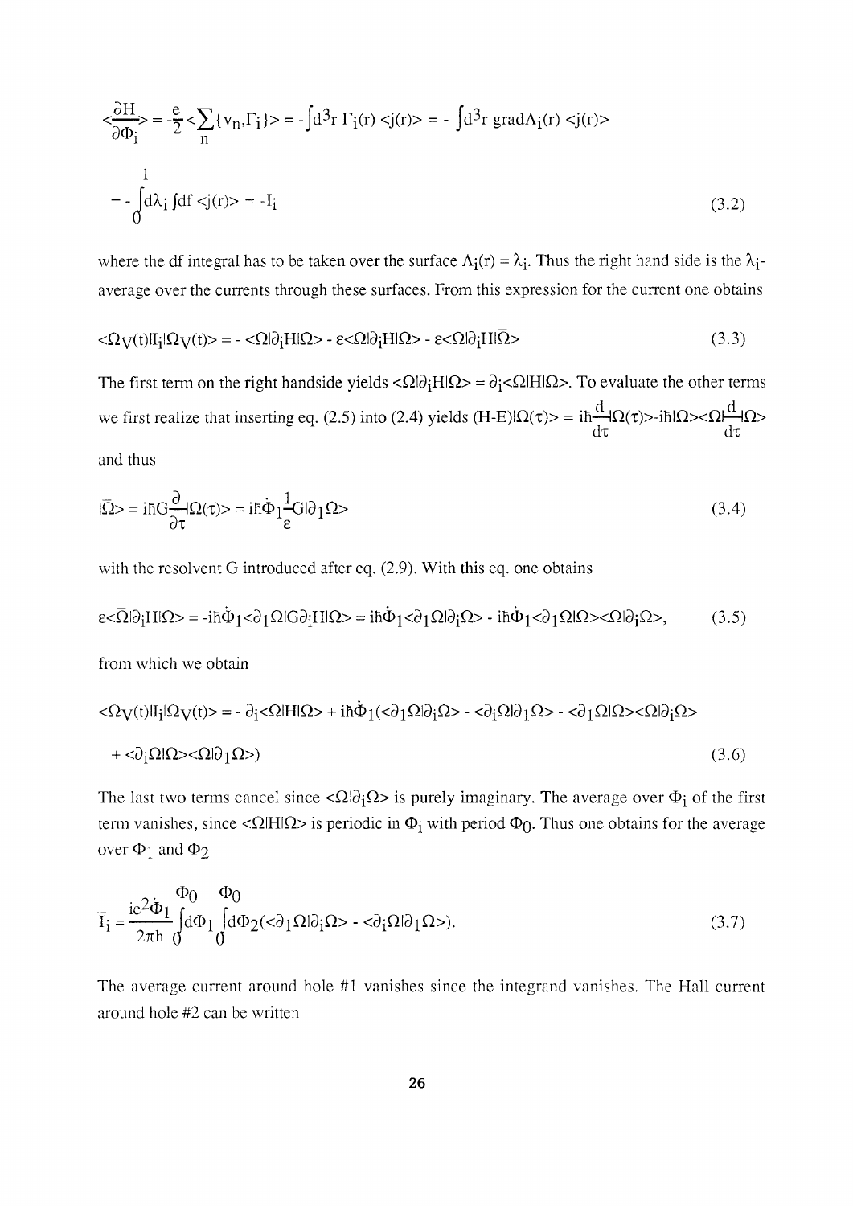$$\left\langle \frac{\partial H}{\partial \Phi_i} \right\rangle = -\frac{e}{2} \left\langle \sum_n \{v_n, \Gamma_i\} \right\rangle = -\int d^3r \, \Gamma_i(r) \langle j(r) \rangle = -\int d^3r \, \mathrm{grad}\Lambda_i(r) \langle j(r) \rangle$$

$$= -\int_0^1 d\lambda_i \int df \langle j(r) \rangle = -I_i \tag{3.2}$$

where the df integral has to be taken over the surface $\Lambda_i(r) = \lambda_i$. Thus the right hand side is the $\lambda_i$-average over the currents through these surfaces. From this expression for the current one obtains

$$\langle \Omega_V(t) | I_i | \Omega_V(t) \rangle = -\langle \Omega | \partial_i H | \Omega \rangle - \varepsilon \langle \bar{\Omega} | \partial_i H | \Omega \rangle - \varepsilon \langle \Omega | \partial_i H | \bar{\Omega} \rangle \tag{3.3}$$

The first term on the right handside yields $\langle \Omega | \partial_i H | \Omega \rangle = \partial_i \langle \Omega | H | \Omega \rangle$. To evaluate the other terms we first realize that inserting eq. (2.5) into (2.4) yields $(H-E)|\bar{\Omega}(\tau)\rangle = i\hbar \frac{d}{d\tau}|\Omega(\tau)\rangle - i\hbar |\Omega\rangle\langle \Omega | \frac{d}{d\tau} | \Omega \rangle$ and thus

$$|\bar{\Omega}\rangle = i\hbar G \frac{\partial}{\partial \tau} |\Omega(\tau)\rangle = i\hbar \dot{\Phi}_1 \frac{1}{\varepsilon} G |\partial_1 \Omega\rangle \tag{3.4}$$

with the resolvent G introduced after eq. (2.9). With this eq. one obtains

$$\varepsilon \langle \bar{\Omega} | \partial_i H | \Omega \rangle = -i\hbar \dot{\Phi}_1 \langle \partial_1 \Omega | G \partial_i H | \Omega \rangle = i\hbar \dot{\Phi}_1 \langle \partial_1 \Omega | \partial_i \Omega \rangle - i\hbar \dot{\Phi}_1 \langle \partial_1 \Omega | \Omega \rangle \langle \Omega | \partial_i \Omega \rangle, \tag{3.5}$$

from which we obtain

$$\langle \Omega_V(t) | I_i | \Omega_V(t) \rangle = -\partial_i \langle \Omega | H | \Omega \rangle + i\hbar \dot{\Phi}_1 (\langle \partial_1 \Omega | \partial_i \Omega \rangle - \langle \partial_i \Omega | \partial_1 \Omega \rangle - \langle \partial_1 \Omega | \Omega \rangle \langle \Omega | \partial_i \Omega \rangle$$

$$+ \langle \partial_i \Omega | \Omega \rangle \langle \Omega | \partial_1 \Omega \rangle) \tag{3.6}$$

The last two terms cancel since $\langle \Omega | \partial_i \Omega \rangle$ is purely imaginary. The average over $\Phi_i$ of the first term vanishes, since $\langle \Omega | H | \Omega \rangle$ is periodic in $\Phi_i$ with period $\Phi_0$. Thus one obtains for the average over $\Phi_1$ and $\Phi_2$

$$\bar{I}_i = \frac{ie^2 \dot{\Phi}_1}{2\pi h} \int_0^{\Phi_0} d\Phi_1 \int_0^{\Phi_0} d\Phi_2 (\langle \partial_1 \Omega | \partial_i \Omega \rangle - \langle \partial_i \Omega | \partial_1 \Omega \rangle). \tag{3.7}$$

The average current around hole #1 vanishes since the integrand vanishes. The Hall current around hole #2 can be written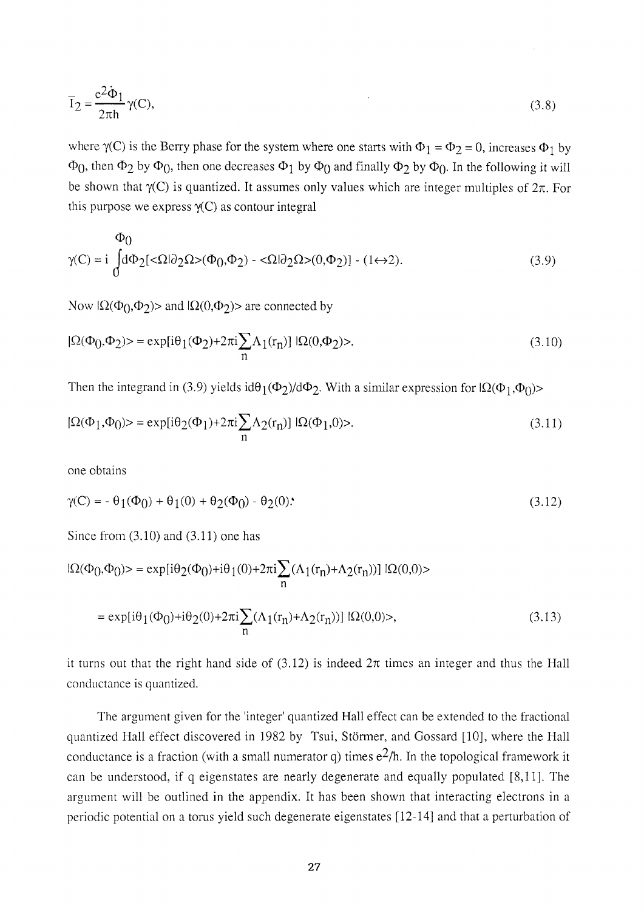$$\bar{I}_2 = \frac{e^2 \dot{\Phi}_1}{2\pi h} \gamma(C), \tag{3.8}$$

where $\gamma(C)$ is the Berry phase for the system where one starts with $\Phi_1 = \Phi_2 = 0$, increases $\Phi_1$ by $\Phi_0$, then $\Phi_2$ by $\Phi_0$, then one decreases $\Phi_1$ by $\Phi_0$ and finally $\Phi_2$ by $\Phi_0$. In the following it will be shown that $\gamma(C)$ is quantized. It assumes only values which are integer multiples of $2\pi$. For this purpose we express $\gamma(C)$ as contour integral

$$\gamma(C) = i \int_0^{\Phi_0} d\Phi_2 [\langle \Omega | \partial_2 \Omega \rangle (\Phi_0, \Phi_2) - \langle \Omega | \partial_2 \Omega \rangle (0, \Phi_2)] - (1 \leftrightarrow 2). \tag{3.9}$$

Now $|\Omega(\Phi_0,\Phi_2)\rangle$ and $|\Omega(0,\Phi_2)\rangle$ are connected by

$$|\Omega(\Phi_0,\Phi_2)\rangle = \exp[i\theta_1(\Phi_2) + 2\pi i \sum_n \Lambda_1(r_n)] \, |\Omega(0,\Phi_2)\rangle. \tag{3.10}$$

Then the integrand in (3.9) yields $i d\theta_1(\Phi_2)/d\Phi_2$. With a similar expression for $|\Omega(\Phi_1,\Phi_0)\rangle$

$$|\Omega(\Phi_1,\Phi_0)\rangle = \exp[i\theta_2(\Phi_1) + 2\pi i \sum_n \Lambda_2(r_n)] \, |\Omega(\Phi_1,0)\rangle. \tag{3.11}$$

one obtains

$$\gamma(C) = -\theta_1(\Phi_0) + \theta_1(0) + \theta_2(\Phi_0) - \theta_2(0). \tag{3.12}$$

Since from (3.10) and (3.11) one has

$$|\Omega(\Phi_0,\Phi_0)\rangle = \exp[i\theta_2(\Phi_0) + i\theta_1(0) + 2\pi i \sum_n (\Lambda_1(r_n) + \Lambda_2(r_n))] \, |\Omega(0,0)\rangle$$

$$= \exp[i\theta_1(\Phi_0) + i\theta_2(0) + 2\pi i \sum_n (\Lambda_1(r_n) + \Lambda_2(r_n))] \, |\Omega(0,0)\rangle, \tag{3.13}$$

it turns out that the right hand side of (3.12) is indeed $2\pi$ times an integer and thus the Hall conductance is quantized.

The argument given for the 'integer' quantized Hall effect can be extended to the fractional quantized Hall effect discovered in 1982 by Tsui, Störmer, and Gossard [10], where the Hall conductance is a fraction (with a small numerator q) times $e^2/h$. In the topological framework it can be understood, if q eigenstates are nearly degenerate and equally populated [8,11]. The argument will be outlined in the appendix. It has been shown that interacting electrons in a periodic potential on a torus yield such degenerate eigenstates [12-14] and that a perturbation of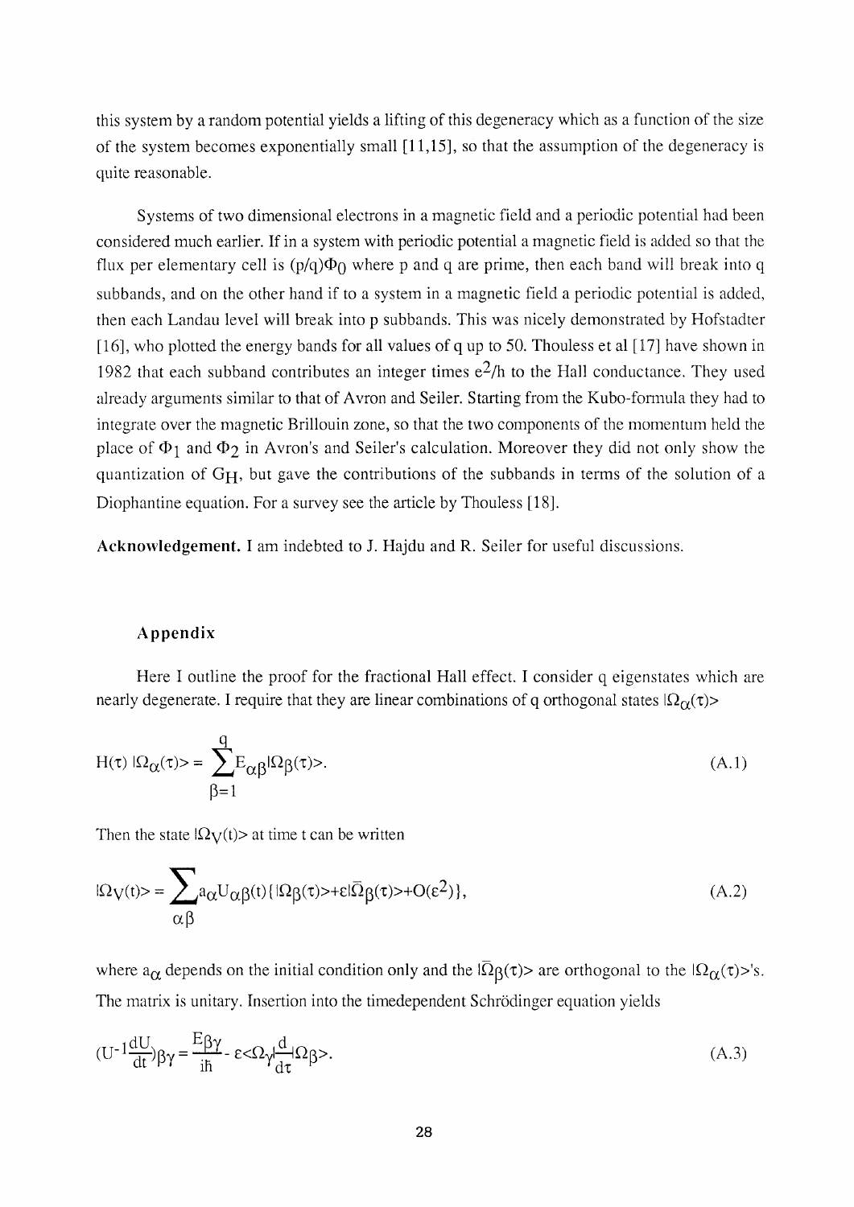this system by a random potential yields a lifting of this degeneracy which as a function of the size of the system becomes exponentially small [11,15], so that the assumption of the degeneracy is quite reasonable.

Systems of two dimensional electrons in a magnetic field and a periodic potential had been considered much earlier. If in a system with periodic potential a magnetic field is added so that the flux per elementary cell is $(p/q)\Phi_0$ where p and q are prime, then each band will break into q subbands, and on the other hand if to a system in a magnetic field a periodic potential is added, then each Landau level will break into p subbands. This was nicely demonstrated by Hofstadter [16], who plotted the energy bands for all values of q up to 50. Thouless et al [17] have shown in 1982 that each subband contributes an integer times $e^2/h$ to the Hall conductance. They used already arguments similar to that of Avron and Seiler. Starting from the Kubo-formula they had to integrate over the magnetic Brillouin zone, so that the two components of the momentum held the place of $\Phi_1$ and $\Phi_2$ in Avron's and Seiler's calculation. Moreover they did not only show the quantization of $G_H$, but gave the contributions of the subbands in terms of the solution of a Diophantine equation. For a survey see the article by Thouless [18].

**Acknowledgement.** I am indebted to J. Hajdu and R. Seiler for useful discussions.

## Appendix

Here I outline the proof for the fractional Hall effect. I consider q eigenstates which are nearly degenerate. I require that they are linear combinations of q orthogonal states $|\Omega_\alpha(\tau)\rangle$

$$H(\tau)\,|\Omega_\alpha(\tau)\rangle = \sum_{\beta=1}^{q} E_{\alpha\beta}|\Omega_\beta(\tau)\rangle. \tag{A.1}$$

Then the state $|\Omega_V(t)\rangle$ at time t can be written

$$|\Omega_V(t)\rangle = \sum_{\alpha\beta} a_\alpha U_{\alpha\beta}(t)\{|\Omega_\beta(\tau)\rangle + \varepsilon|\bar{\Omega}_\beta(\tau)\rangle + O(\varepsilon^2)\}, \tag{A.2}$$

where $a_\alpha$ depends on the initial condition only and the $|\bar{\Omega}_\beta(\tau)\rangle$ are orthogonal to the $|\Omega_\alpha(\tau)\rangle$'s. The matrix is unitary. Insertion into the timedependent Schrödinger equation yields

$$(U^{-1}\frac{dU}{dt})_{\beta\gamma} = \frac{E_{\beta\gamma}}{i\hbar} - \varepsilon\langle\Omega_\gamma|\frac{d}{d\tau}|\Omega_\beta\rangle. \tag{A.3}$$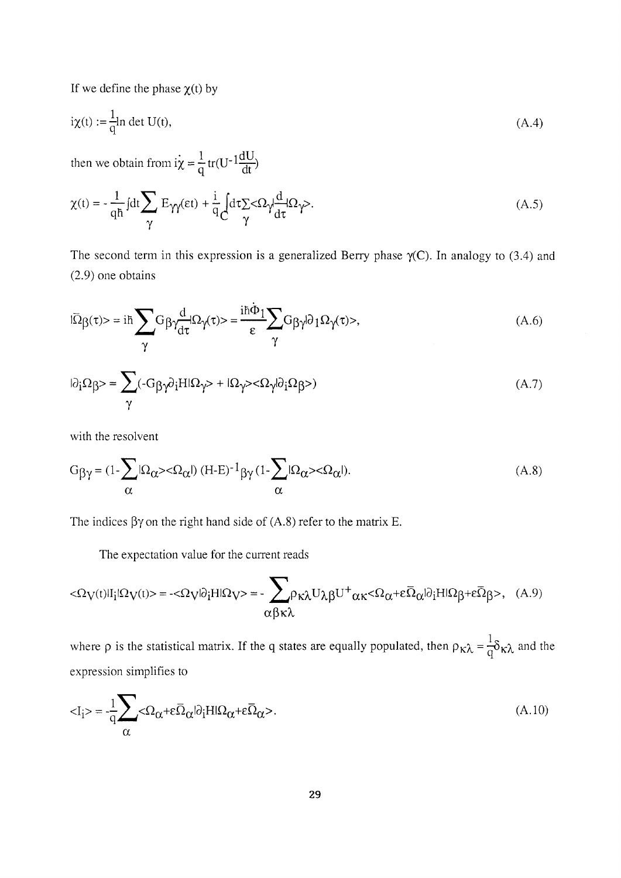If we define the phase $\chi(t)$ by

$$i\chi(t) := \frac{1}{q}\ln \det U(t), \tag{A.4}$$

then we obtain from $i\dot{\chi} = \frac{1}{q}\,\mathrm{tr}(U^{-1}\frac{dU}{dt})$

$$\chi(t) = -\frac{1}{q\hbar}\int dt \sum_{\gamma} E_{\gamma\gamma}(\varepsilon t) + \frac{i}{q}\int_{C} d\tau \sum_{\gamma} \langle\Omega_{\gamma}|\frac{d}{d\tau}|\Omega_{\gamma}\rangle. \tag{A.5}$$

The second term in this expression is a generalized Berry phase $\gamma(C)$. In analogy to (3.4) and (2.9) one obtains

$$|\bar{\Omega}_{\beta}(\tau)\rangle = i\hbar \sum_{\gamma} G_{\beta\gamma}\frac{d}{d\tau}|\Omega_{\gamma}(\tau)\rangle = \frac{i\hbar\dot{\Phi}_{1}}{\varepsilon}\sum_{\gamma} G_{\beta\gamma}|\partial_{1}\Omega_{\gamma}(\tau)\rangle, \tag{A.6}$$

$$|\partial_{i}\Omega_{\beta}\rangle = \sum_{\gamma}(-G_{\beta\gamma}\partial_{i}H|\Omega_{\gamma}\rangle + |\Omega_{\gamma}\rangle\langle\Omega_{\gamma}|\partial_{i}\Omega_{\beta}\rangle) \tag{A.7}$$

with the resolvent

$$G_{\beta\gamma} = (1-\sum_{\alpha}|\Omega_{\alpha}\rangle\langle\Omega_{\alpha}|)\,(H-E)^{-1}{}_{\beta\gamma}\,(1-\sum_{\alpha}|\Omega_{\alpha}\rangle\langle\Omega_{\alpha}|). \tag{A.8}$$

The indices $\beta\gamma$ on the right hand side of (A.8) refer to the matrix E.

The expectation value for the current reads

$$\langle\Omega_{V}(t)|I_{i}|\Omega_{V}(t)\rangle = -\langle\Omega_{V}|\partial_{i}H|\Omega_{V}\rangle = -\sum_{\alpha\beta\kappa\lambda}\rho_{\kappa\lambda}U_{\lambda\beta}U^{+}{}_{\alpha\kappa}\langle\Omega_{\alpha}+\varepsilon\bar{\Omega}_{\alpha}|\partial_{i}H|\Omega_{\beta}+\varepsilon\bar{\Omega}_{\beta}\rangle, \tag{A.9}$$

where $\rho$ is the statistical matrix. If the q states are equally populated, then $\rho_{\kappa\lambda} = \frac{1}{q}\delta_{\kappa\lambda}$ and the expression simplifies to

$$\langle I_{i}\rangle = -\frac{1}{q}\sum_{\alpha}\langle\Omega_{\alpha}+\varepsilon\bar{\Omega}_{\alpha}|\partial_{i}H|\Omega_{\alpha}+\varepsilon\bar{\Omega}_{\alpha}\rangle. \tag{A.10}$$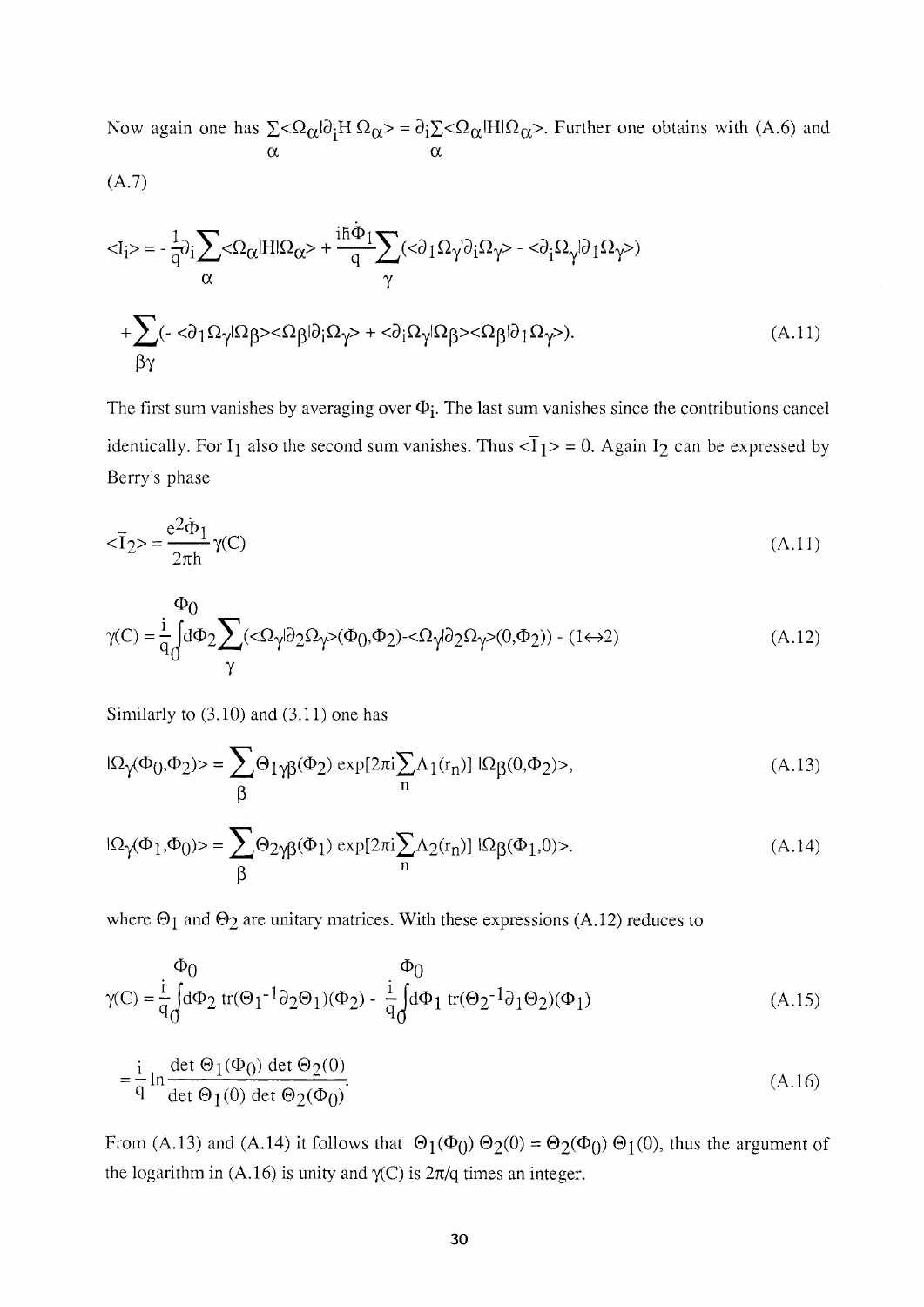Now again one has $\sum_\alpha \langle\Omega_\alpha|\partial_i H|\Omega_\alpha\rangle = \partial_i \sum_\alpha \langle\Omega_\alpha|H|\Omega_\alpha\rangle$. Further one obtains with (A.6) and (A.7)

$$\langle I_i\rangle = -\frac{1}{q}\partial_i \sum_\alpha \langle\Omega_\alpha|H|\Omega_\alpha\rangle + \frac{i\hbar\dot{\Phi}_1}{q}\sum_\gamma (\langle\partial_1\Omega_\gamma|\partial_i\Omega_\gamma\rangle - \langle\partial_i\Omega_\gamma|\partial_1\Omega_\gamma\rangle)$$

$$+\sum_{\beta\gamma}(-\langle\partial_1\Omega_\gamma|\Omega_\beta\rangle\langle\Omega_\beta|\partial_i\Omega_\gamma\rangle + \langle\partial_i\Omega_\gamma|\Omega_\beta\rangle\langle\Omega_\beta|\partial_1\Omega_\gamma\rangle). \tag{A.11}$$

The first sum vanishes by averaging over $\Phi_i$. The last sum vanishes since the contributions cancel identically. For $I_1$ also the second sum vanishes. Thus $\langle\bar{I}_1\rangle = 0$. Again $I_2$ can be expressed by Berry's phase

$$\langle\bar{I}_2\rangle = \frac{e^2\dot{\Phi}_1}{2\pi h}\gamma(C) \tag{A.11}$$

$$\gamma(C) = \frac{i}{q}\int_0^{\Phi_0} d\Phi_2 \sum_\gamma (\langle\Omega_\gamma|\partial_2\Omega_\gamma\rangle(\Phi_0,\Phi_2) - \langle\Omega_\gamma|\partial_2\Omega_\gamma\rangle(0,\Phi_2)) - (1\leftrightarrow 2) \tag{A.12}$$

Similarly to (3.10) and (3.11) one has

$$|\Omega_\gamma(\Phi_0,\Phi_2)\rangle = \sum_\beta \Theta_{1\gamma\beta}(\Phi_2)\exp[2\pi i\sum_n \Lambda_1(r_n)]\,|\Omega_\beta(0,\Phi_2)\rangle, \tag{A.13}$$

$$|\Omega_\gamma(\Phi_1,\Phi_0)\rangle = \sum_\beta \Theta_{2\gamma\beta}(\Phi_1)\exp[2\pi i\sum_n \Lambda_2(r_n)]\,|\Omega_\beta(\Phi_1,0)\rangle. \tag{A.14}$$

where $\Theta_1$ and $\Theta_2$ are unitary matrices. With these expressions (A.12) reduces to

$$\gamma(C) = \frac{i}{q}\int_0^{\Phi_0} d\Phi_2\, \mathrm{tr}(\Theta_1^{-1}\partial_2\Theta_1)(\Phi_2) - \frac{i}{q}\int_0^{\Phi_0} d\Phi_1\, \mathrm{tr}(\Theta_2^{-1}\partial_1\Theta_2)(\Phi_1) \tag{A.15}$$

$$= \frac{i}{q}\ln\frac{\det\Theta_1(\Phi_0)\det\Theta_2(0)}{\det\Theta_1(0)\det\Theta_2(\Phi_0)}. \tag{A.16}$$

From (A.13) and (A.14) it follows that $\Theta_1(\Phi_0)\,\Theta_2(0) = \Theta_2(\Phi_0)\,\Theta_1(0)$, thus the argument of the logarithm in (A.16) is unity and $\gamma(C)$ is $2\pi/q$ times an integer.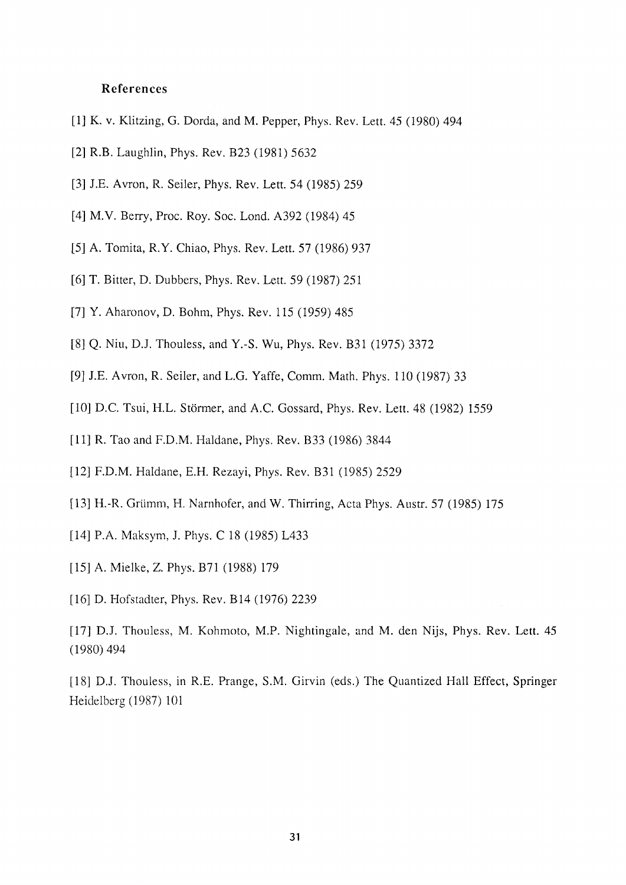### References

[1] K. v. Klitzing, G. Dorda, and M. Pepper, Phys. Rev. Lett. 45 (1980) 494

[2] R.B. Laughlin, Phys. Rev. B23 (1981) 5632

[3] J.E. Avron, R. Seiler, Phys. Rev. Lett. 54 (1985) 259

[4] M.V. Berry, Proc. Roy. Soc. Lond. A392 (1984) 45

[5] A. Tomita, R.Y. Chiao, Phys. Rev. Lett. 57 (1986) 937

[6] T. Bitter, D. Dubbers, Phys. Rev. Lett. 59 (1987) 251

[7] Y. Aharonov, D. Bohm, Phys. Rev. 115 (1959) 485

[8] Q. Niu, D.J. Thouless, and Y.-S. Wu, Phys. Rev. B31 (1975) 3372

[9] J.E. Avron, R. Seiler, and L.G. Yaffe, Comm. Math. Phys. 110 (1987) 33

[10] D.C. Tsui, H.L. Störmer, and A.C. Gossard, Phys. Rev. Lett. 48 (1982) 1559

[11] R. Tao and F.D.M. Haldane, Phys. Rev. B33 (1986) 3844

[12] F.D.M. Haldane, E.H. Rezayi, Phys. Rev. B31 (1985) 2529

[13] H.-R. Grümm, H. Narnhofer, and W. Thirring, Acta Phys. Austr. 57 (1985) 175

[14] P.A. Maksym, J. Phys. C 18 (1985) L433

[15] A. Mielke, Z. Phys. B71 (1988) 179

[16] D. Hofstadter, Phys. Rev. B14 (1976) 2239

[17] D.J. Thouless, M. Kohmoto, M.P. Nightingale, and M. den Nijs, Phys. Rev. Lett. 45 (1980) 494

[18] D.J. Thouless, in R.E. Prange, S.M. Girvin (eds.) The Quantized Hall Effect, Springer Heidelberg (1987) 101